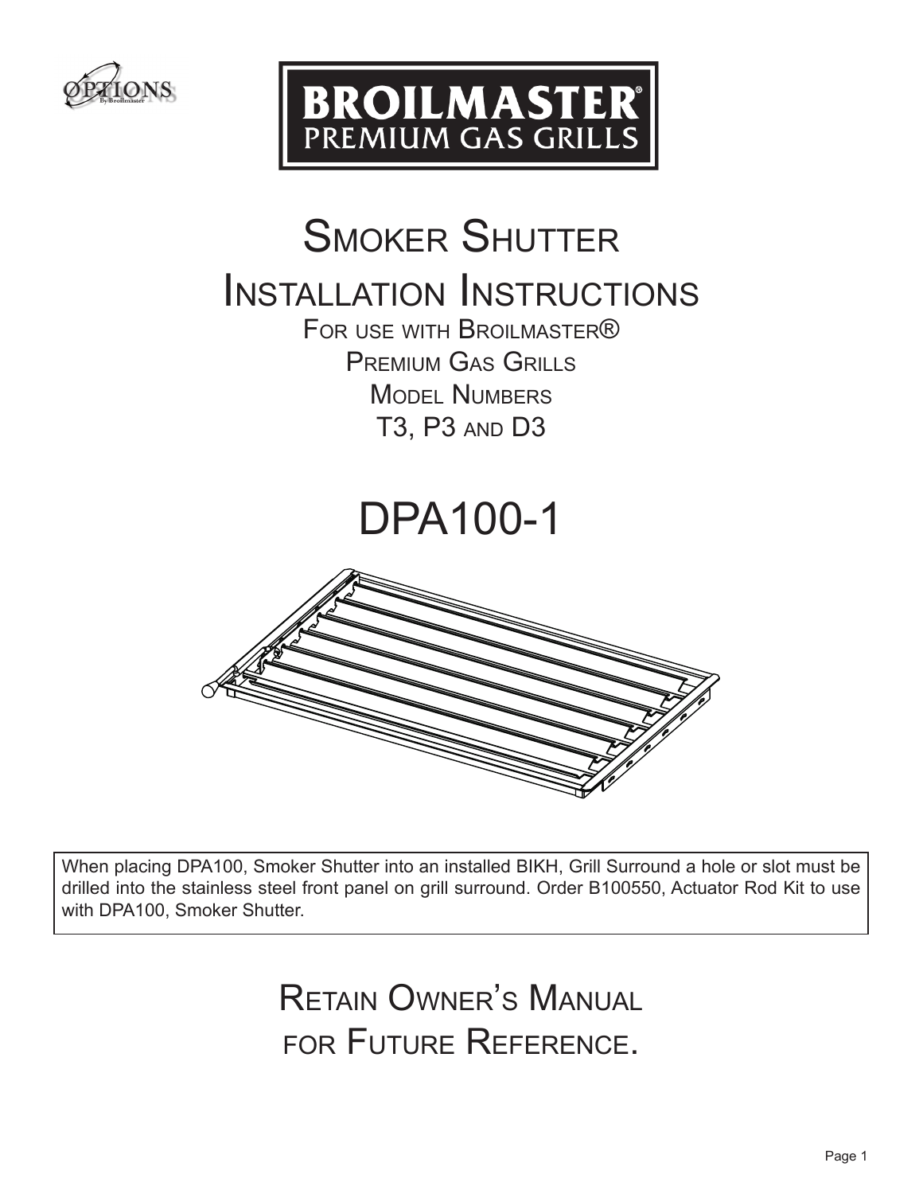OPTIONS By Broilmaster

BROILMASTER® PREMIUM GAS GRILLS

# Smoker Shutter Installation Instructions

For use with Broilmaster®
Premium Gas Grills
Model Numbers
T3, P3 and D3

# DPA100-1

When placing DPA100, Smoker Shutter into an installed BIKH, Grill Surround a hole or slot must be drilled into the stainless steel front panel on grill surround. Order B100550, Actuator Rod Kit to use with DPA100, Smoker Shutter.

## Retain Owner's Manual for Future Reference.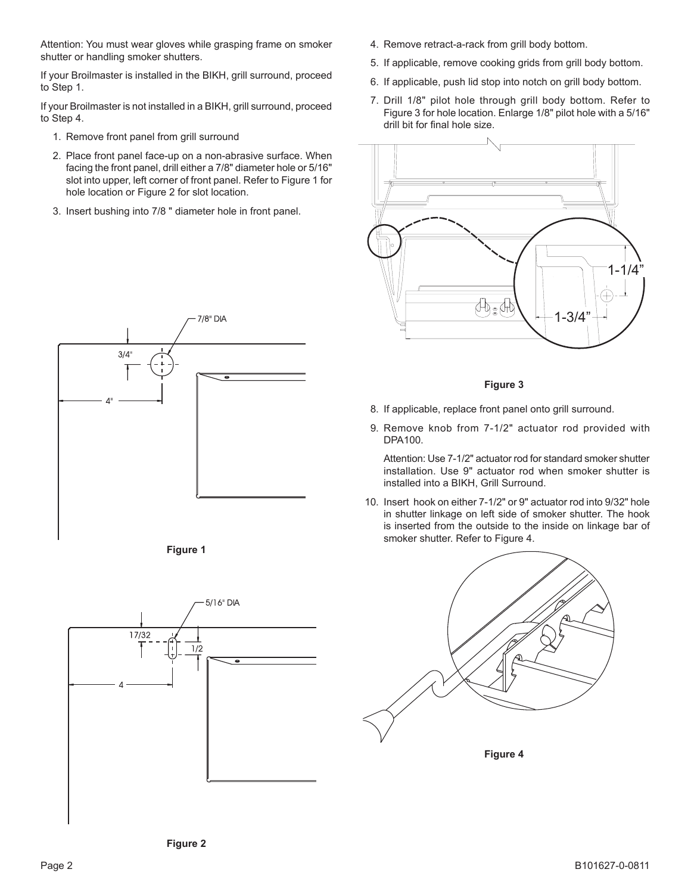Attention: You must wear gloves while grasping frame on smoker shutter or handling smoker shutters.

If your Broilmaster is installed in the BIKH, grill surround, proceed to Step 1.

If your Broilmaster is not installed in a BIKH, grill surround, proceed to Step 4.

1. Remove front panel from grill surround
2. Place front panel face-up on a non-abrasive surface. When facing the front panel, drill either a 7/8" diameter hole or 5/16" slot into upper, left corner of front panel. Refer to Figure 1 for hole location or Figure 2 for slot location.
3. Insert bushing into 7/8 " diameter hole in front panel.

7/8" DIA

3/4"

4"

Figure 1

5/16" DIA

17/32

1/2

4

Figure 2

4. Remove retract-a-rack from grill body bottom.
5. If applicable, remove cooking grids from grill body bottom.
6. If applicable, push lid stop into notch on grill body bottom.
7. Drill 1/8" pilot hole through grill body bottom. Refer to Figure 3 for hole location. Enlarge 1/8" pilot hole with a 5/16" drill bit for final hole size.

1-1/4"

1-3/4"

Figure 3

8. If applicable, replace front panel onto grill surround.
9. Remove knob from 7-1/2" actuator rod provided with DPA100.

   Attention: Use 7-1/2" actuator rod for standard smoker shutter installation. Use 9" actuator rod when smoker shutter is installed into a BIKH, Grill Surround.

10. Insert hook on either 7-1/2" or 9" actuator rod into 9/32" hole in shutter linkage on left side of smoker shutter. The hook is inserted from the outside to the inside on linkage bar of smoker shutter. Refer to Figure 4.

Figure 4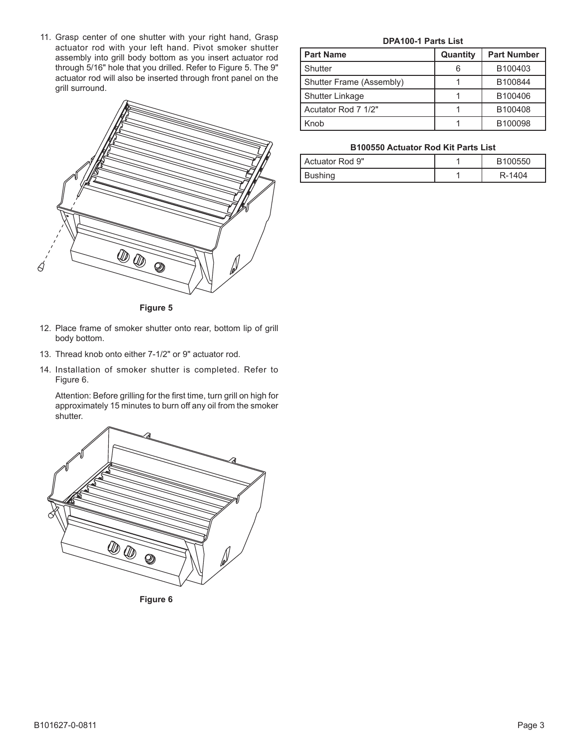11. Grasp center of one shutter with your right hand, Grasp actuator rod with your left hand. Pivot smoker shutter assembly into grill body bottom as you insert actuator rod through 5/16" hole that you drilled. Refer to Figure 5. The 9" actuator rod will also be inserted through front panel on the grill surround.

Figure 5

12. Place frame of smoker shutter onto rear, bottom lip of grill body bottom.
13. Thread knob onto either 7-1/2" or 9" actuator rod.
14. Installation of smoker shutter is completed. Refer to Figure 6.

    Attention: Before grilling for the first time, turn grill on high for approximately 15 minutes to burn off any oil from the smoker shutter.

Figure 6

**DPA100-1 Parts List**

| Part Name | Quantity | Part Number |
|---|---|---|
| Shutter | 6 | B100403 |
| Shutter Frame (Assembly) | 1 | B100844 |
| Shutter Linkage | 1 | B100406 |
| Acutator Rod 7 1/2" | 1 | B100408 |
| Knob | 1 | B100098 |

**B100550 Actuator Rod Kit Parts List**

| Part Name | Quantity | Part Number |
|---|---|---|
| Actuator Rod 9" | 1 | B100550 |
| Bushing | 1 | R-1404 |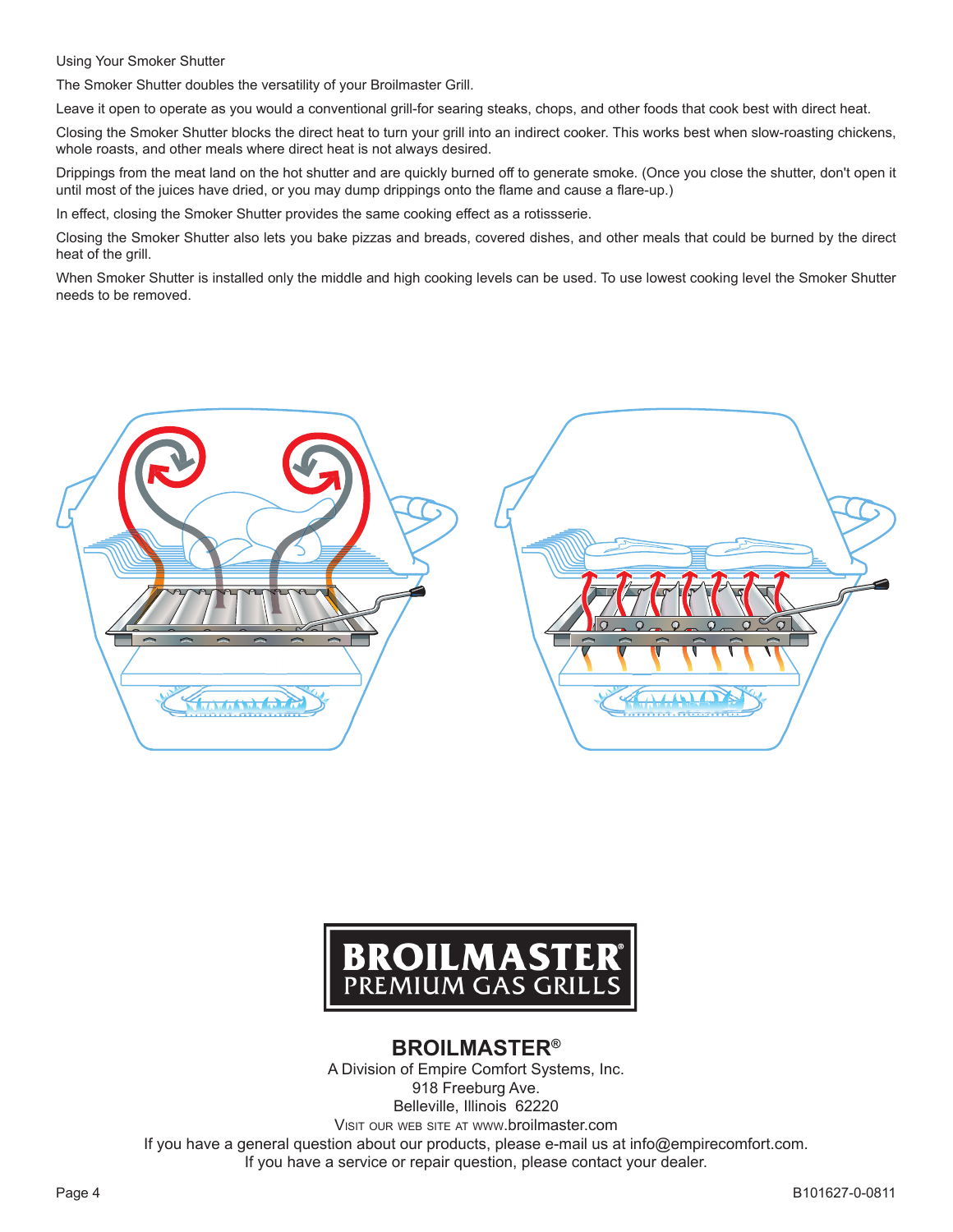Using Your Smoker Shutter

The Smoker Shutter doubles the versatility of your Broilmaster Grill.

Leave it open to operate as you would a conventional grill-for searing steaks, chops, and other foods that cook best with direct heat.

Closing the Smoker Shutter blocks the direct heat to turn your grill into an indirect cooker. This works best when slow-roasting chickens, whole roasts, and other meals where direct heat is not always desired.

Drippings from the meat land on the hot shutter and are quickly burned off to generate smoke. (Once you close the shutter, don't open it until most of the juices have dried, or you may dump drippings onto the flame and cause a flare-up.)

In effect, closing the Smoker Shutter provides the same cooking effect as a rotissserie.

Closing the Smoker Shutter also lets you bake pizzas and breads, covered dishes, and other meals that could be burned by the direct heat of the grill.

When Smoker Shutter is installed only the middle and high cooking levels can be used. To use lowest cooking level the Smoker Shutter needs to be removed.

**BROILMASTER PREMIUM GAS GRILLS**

**BROILMASTER®**

A Division of Empire Comfort Systems, Inc.
918 Freeburg Ave.
Belleville, Illinois 62220
Visit our web site at www.broilmaster.com
If you have a general question about our products, please e-mail us at info@empirecomfort.com.
If you have a service or repair question, please contact your dealer.

B101627-0-0811